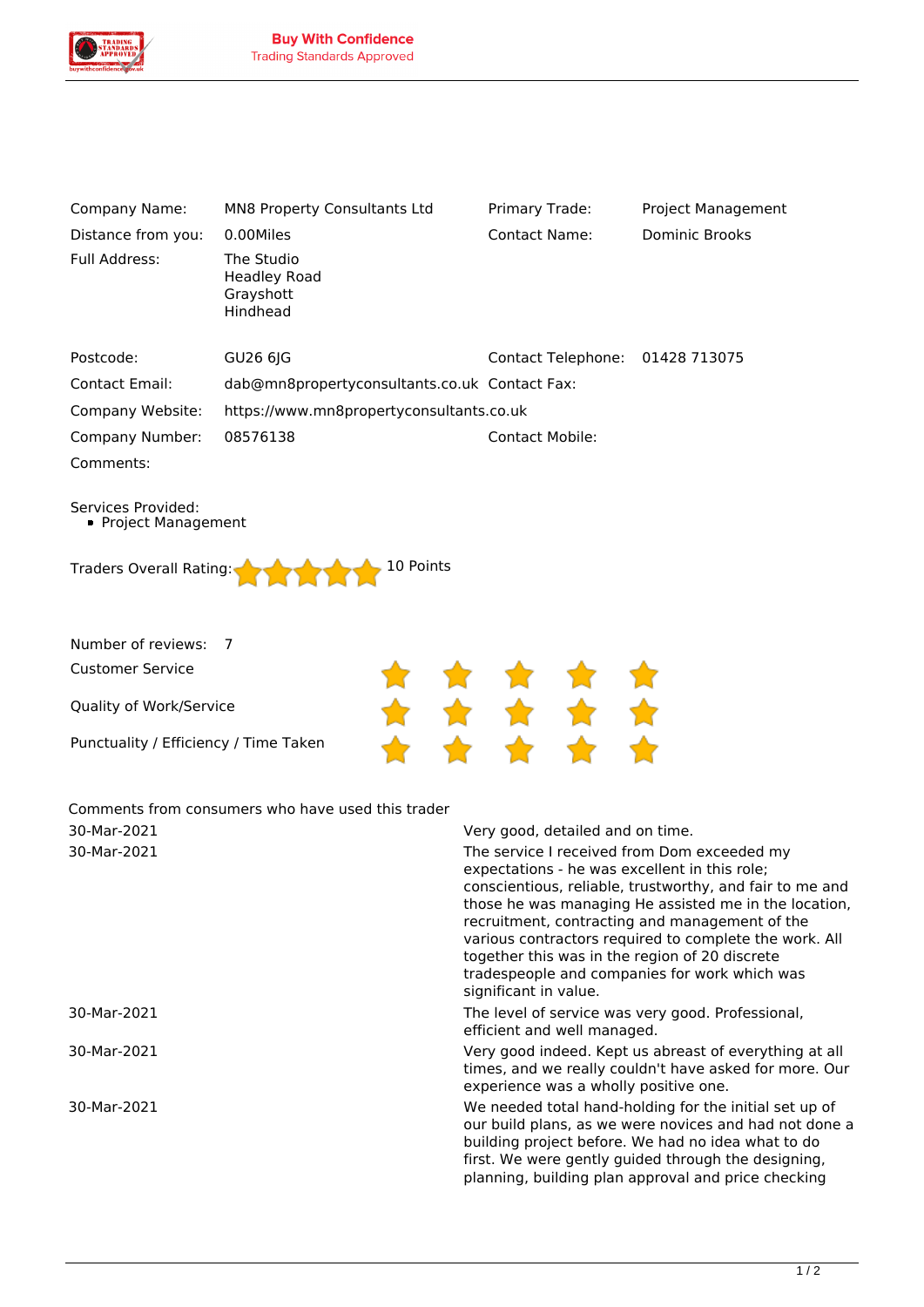**Buy With Confidence**
Trading Standards Approved

| | | | |
|---|---|---|---|
| Company Name: | MN8 Property Consultants Ltd | Primary Trade: | Project Management |
| Distance from you: | 0.00Miles | Contact Name: | Dominic Brooks |
| Full Address: | The Studio<br>Headley Road<br>Grayshott<br>Hindhead | | |
| Postcode: | GU26 6JG | Contact Telephone: | 01428 713075 |
| Contact Email: | dab@mn8propertyconsultants.co.uk | Contact Fax: | |
| Company Website: | https://www.mn8propertyconsultants.co.uk | | |
| Company Number: | 08576138 | Contact Mobile: | |
| Comments: | | | |

Services Provided:

- Project Management

Traders Overall Rating: ★★★★★ 10 Points

Number of reviews: 7

| | |
|---|---|
| Customer Service | ★★★★★ |
| Quality of Work/Service | ★★★★★ |
| Punctuality / Efficiency / Time Taken | ★★★★★ |

Comments from consumers who have used this trader

| | |
|---|---|
| 30-Mar-2021 | Very good, detailed and on time. |
| 30-Mar-2021 | The service I received from Dom exceeded my expectations - he was excellent in this role; conscientious, reliable, trustworthy, and fair to me and those he was managing He assisted me in the location, recruitment, contracting and management of the various contractors required to complete the work. All together this was in the region of 20 discrete tradespeople and companies for work which was significant in value. |
| 30-Mar-2021 | The level of service was very good. Professional, efficient and well managed. |
| 30-Mar-2021 | Very good indeed. Kept us abreast of everything at all times, and we really couldn't have asked for more. Our experience was a wholly positive one. |
| 30-Mar-2021 | We needed total hand-holding for the initial set up of our build plans, as we were novices and had not done a building project before. We had no idea what to do first. We were gently guided through the designing, planning, building plan approval and price checking |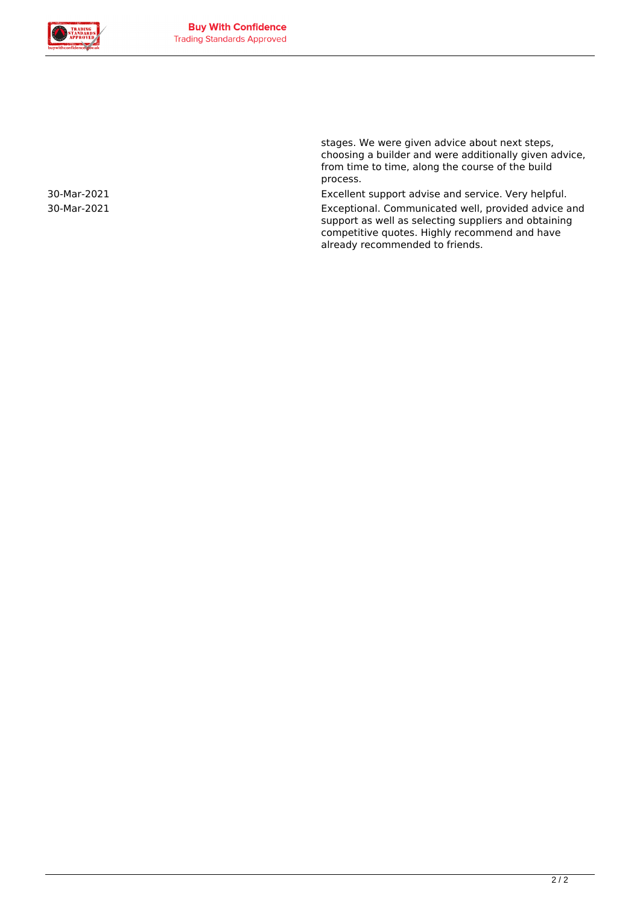| | |
|---|---|
| | stages. We were given advice about next steps, choosing a builder and were additionally given advice, from time to time, along the course of the build process. |
| 30-Mar-2021 | Excellent support advise and service. Very helpful. |
| 30-Mar-2021 | Exceptional. Communicated well, provided advice and support as well as selecting suppliers and obtaining competitive quotes. Highly recommend and have already recommended to friends. |